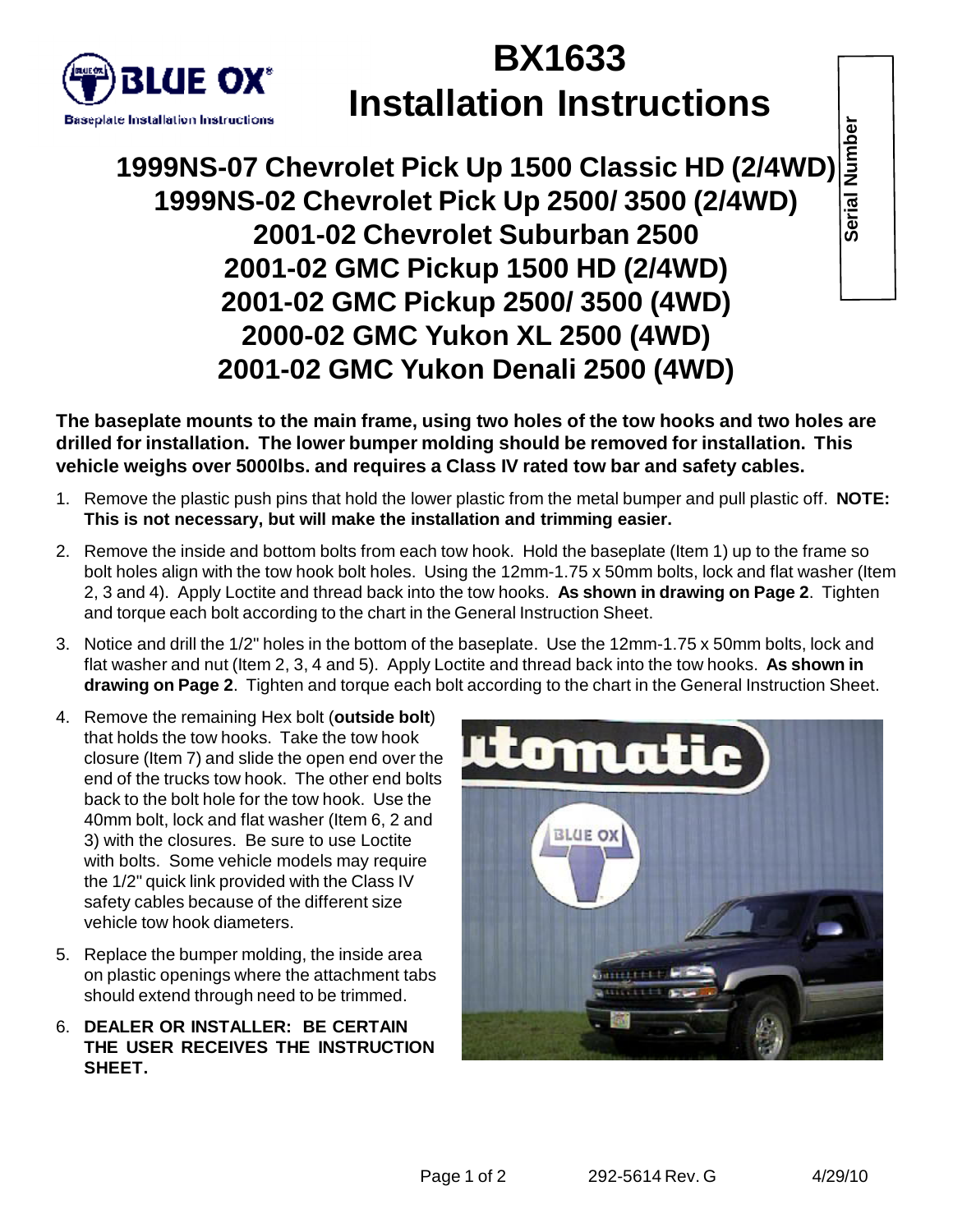# BX1633 Installation Instructions

Baseplate Installation Instructions

Serial Number

## 1999NS-07 Chevrolet Pick Up 1500 Classic HD (2/4WD)
## 1999NS-02 Chevrolet Pick Up 2500/ 3500 (2/4WD)
## 2001-02 Chevrolet Suburban 2500
## 2001-02 GMC Pickup 1500 HD (2/4WD)
## 2001-02 GMC Pickup 2500/ 3500 (4WD)
## 2000-02 GMC Yukon XL 2500 (4WD)
## 2001-02 GMC Yukon Denali 2500 (4WD)

**The baseplate mounts to the main frame, using two holes of the tow hooks and two holes are drilled for installation. The lower bumper molding should be removed for installation. This vehicle weighs over 5000lbs. and requires a Class IV rated tow bar and safety cables.**

1. Remove the plastic push pins that hold the lower plastic from the metal bumper and pull plastic off. **NOTE: This is not necessary, but will make the installation and trimming easier.**
2. Remove the inside and bottom bolts from each tow hook. Hold the baseplate (Item 1) up to the frame so bolt holes align with the tow hook bolt holes. Using the 12mm-1.75 x 50mm bolts, lock and flat washer (Item 2, 3 and 4). Apply Loctite and thread back into the tow hooks. **As shown in drawing on Page 2**. Tighten and torque each bolt according to the chart in the General Instruction Sheet.
3. Notice and drill the 1/2" holes in the bottom of the baseplate. Use the 12mm-1.75 x 50mm bolts, lock and flat washer and nut (Item 2, 3, 4 and 5). Apply Loctite and thread back into the tow hooks. **As shown in drawing on Page 2**. Tighten and torque each bolt according to the chart in the General Instruction Sheet.
4. Remove the remaining Hex bolt (**outside bolt**) that holds the tow hooks. Take the tow hook closure (Item 7) and slide the open end over the end of the trucks tow hook. The other end bolts back to the bolt hole for the tow hook. Use the 40mm bolt, lock and flat washer (Item 6, 2 and 3) with the closures. Be sure to use Loctite with bolts. Some vehicle models may require the 1/2" quick link provided with the Class IV safety cables because of the different size vehicle tow hook diameters.
5. Replace the bumper molding, the inside area on plastic openings where the attachment tabs should extend through need to be trimmed.
6. **DEALER OR INSTALLER: BE CERTAIN THE USER RECEIVES THE INSTRUCTION SHEET.**

292-5614 Rev. G 4/29/10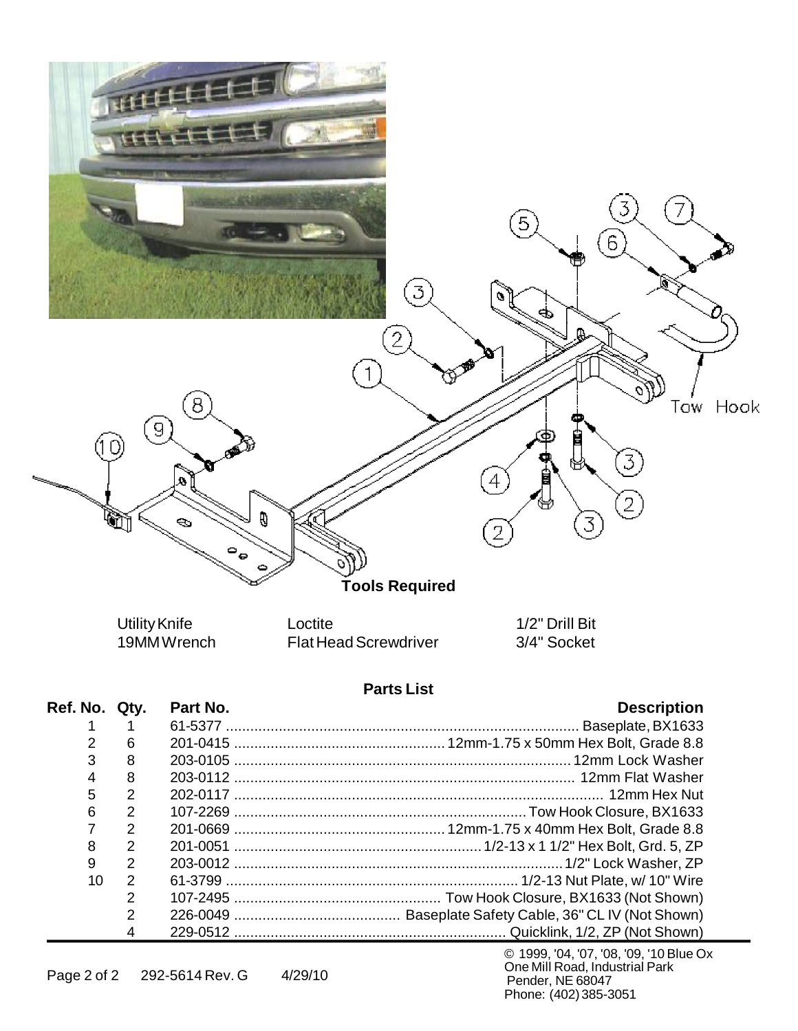## Tools Required

| | | |
|---|---|---|
| Utility Knife | Loctite | 1/2" Drill Bit |
| 19MM Wrench | Flat Head Screwdriver | 3/4" Socket |

## Parts List

| Ref. No. | Qty. | Part No. | Description |
|---|---|---|---|
| 1 | 1 | 61-5377 | Baseplate, BX1633 |
| 2 | 6 | 201-0415 | 12mm-1.75 x 50mm Hex Bolt, Grade 8.8 |
| 3 | 8 | 203-0105 | 12mm Lock Washer |
| 4 | 8 | 203-0112 | 12mm Flat Washer |
| 5 | 2 | 202-0117 | 12mm Hex Nut |
| 6 | 2 | 107-2269 | Tow Hook Closure, BX1633 |
| 7 | 2 | 201-0669 | 12mm-1.75 x 40mm Hex Bolt, Grade 8.8 |
| 8 | 2 | 201-0051 | 1/2-13 x 1 1/2" Hex Bolt, Grd. 5, ZP |
| 9 | 2 | 203-0012 | 1/2" Lock Washer, ZP |
| 10 | 2 | 61-3799 | 1/2-13 Nut Plate, w/ 10" Wire |
| | 2 | 107-2495 | Tow Hook Closure, BX1633 (Not Shown) |
| | 2 | 226-0049 | Baseplate Safety Cable, 36" CL IV (Not Shown) |
| | 4 | 229-0512 | Quicklink, 1/2, ZP (Not Shown) |

292-5614 Rev. G 4/29/10

© 1999, '04, '07, '08, '09, '10 Blue Ox
One Mill Road, Industrial Park
Pender, NE 68047
Phone: (402) 385-3051